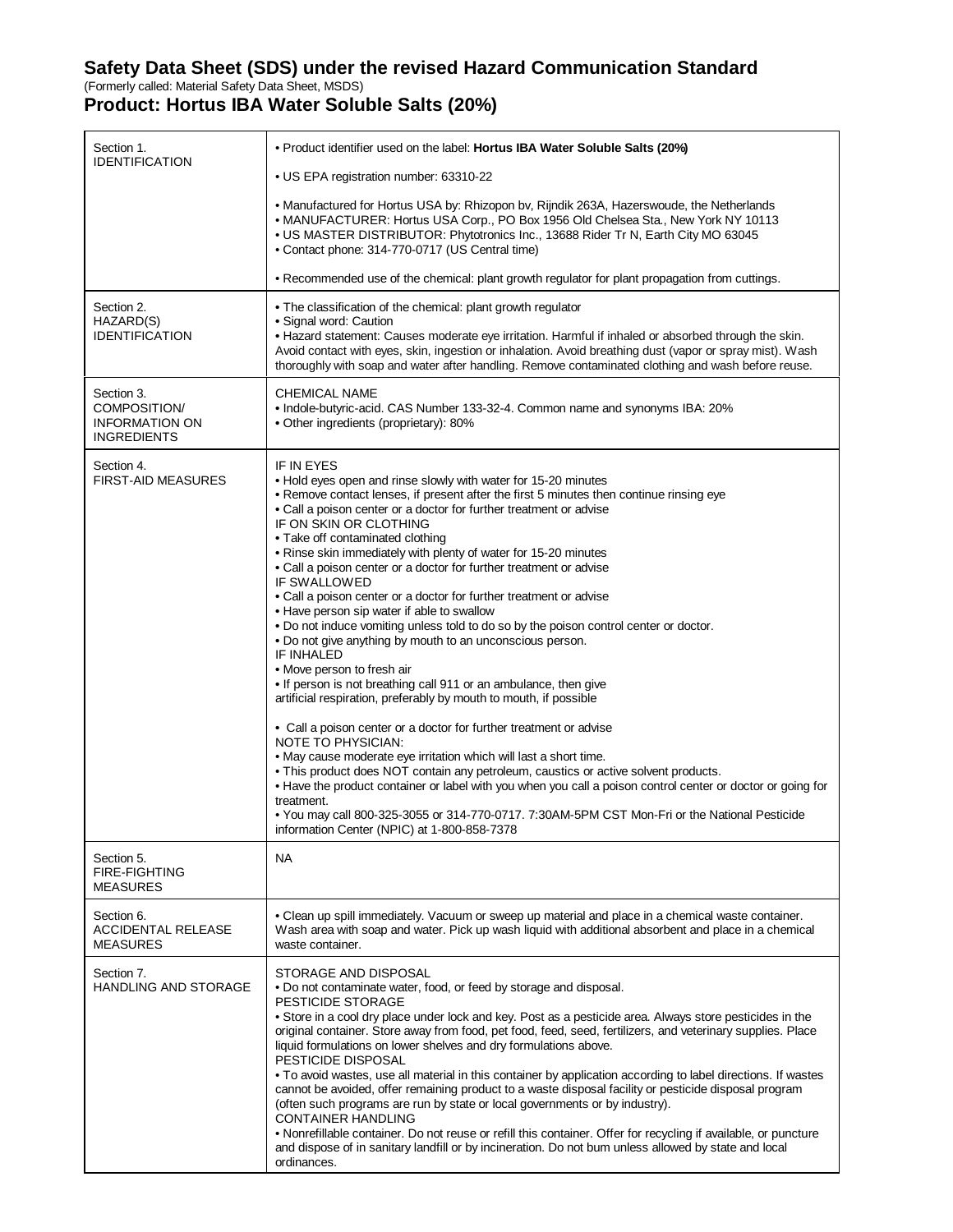# Safety Data Sheet (SDS) under the revised Hazard Communication Standard

(Formerly called: Material Safety Data Sheet, MSDS)

## Product: Hortus IBA Water Soluble Salts (20%)

| Section | Content |
|---|---|
| Section 1. IDENTIFICATION | • Product identifier used on the label: **Hortus IBA Water Soluble Salts (20%)**<br><br>• US EPA registration number: 63310-22<br><br>• Manufactured for Hortus USA by: Rhizopon bv, Rijndik 263A, Hazerswoude, the Netherlands<br>• MANUFACTURER: Hortus USA Corp., PO Box 1956 Old Chelsea Sta., New York NY 10113<br>• US MASTER DISTRIBUTOR: Phytotronics Inc., 13688 Rider Tr N, Earth City MO 63045<br>• Contact phone: 314-770-0717 (US Central time)<br><br>• Recommended use of the chemical: plant growth regulator for plant propagation from cuttings. |
| Section 2. HAZARD(S) IDENTIFICATION | • The classification of the chemical: plant growth regulator<br>• Signal word: Caution<br>• Hazard statement: Causes moderate eye irritation. Harmful if inhaled or absorbed through the skin. Avoid contact with eyes, skin, ingestion or inhalation. Avoid breathing dust (vapor or spray mist). Wash thoroughly with soap and water after handling. Remove contaminated clothing and wash before reuse. |
| Section 3. COMPOSITION/ INFORMATION ON INGREDIENTS | CHEMICAL NAME<br>• Indole-butyric-acid. CAS Number 133-32-4. Common name and synonyms IBA: 20%<br>• Other ingredients (proprietary): 80% |
| Section 4. FIRST-AID MEASURES | IF IN EYES<br>• Hold eyes open and rinse slowly with water for 15-20 minutes<br>• Remove contact lenses, if present after the first 5 minutes then continue rinsing eye<br>• Call a poison center or a doctor for further treatment or advise<br>IF ON SKIN OR CLOTHING<br>• Take off contaminated clothing<br>• Rinse skin immediately with plenty of water for 15-20 minutes<br>• Call a poison center or a doctor for further treatment or advise<br>IF SWALLOWED<br>• Call a poison center or a doctor for further treatment or advise<br>• Have person sip water if able to swallow<br>• Do not induce vomiting unless told to do so by the poison control center or doctor.<br>• Do not give anything by mouth to an unconscious person.<br>IF INHALED<br>• Move person to fresh air<br>• If person is not breathing call 911 or an ambulance, then give artificial respiration, preferably by mouth to mouth, if possible<br><br>• Call a poison center or a doctor for further treatment or advise<br>NOTE TO PHYSICIAN:<br>• May cause moderate eye irritation which will last a short time.<br>• This product does NOT contain any petroleum, caustics or active solvent products.<br>• Have the product container or label with you when you call a poison control center or doctor or going for treatment.<br>• You may call 800-325-3055 or 314-770-0717. 7:30AM-5PM CST Mon-Fri or the National Pesticide information Center (NPIC) at 1-800-858-7378 |
| Section 5. FIRE-FIGHTING MEASURES | NA |
| Section 6. ACCIDENTAL RELEASE MEASURES | • Clean up spill immediately. Vacuum or sweep up material and place in a chemical waste container. Wash area with soap and water. Pick up wash liquid with additional absorbent and place in a chemical waste container. |
| Section 7. HANDLING AND STORAGE | STORAGE AND DISPOSAL<br>• Do not contaminate water, food, or feed by storage and disposal.<br>PESTICIDE STORAGE<br>• Store in a cool dry place under lock and key. Post as a pesticide area. Always store pesticides in the original container. Store away from food, pet food, feed, seed, fertilizers, and veterinary supplies. Place liquid formulations on lower shelves and dry formulations above.<br>PESTICIDE DISPOSAL<br>• To avoid wastes, use all material in this container by application according to label directions. If wastes cannot be avoided, offer remaining product to a waste disposal facility or pesticide disposal program (often such programs are run by state or local governments or by industry).<br>CONTAINER HANDLING<br>• Nonrefillable container. Do not reuse or refill this container. Offer for recycling if available, or puncture and dispose of in sanitary landfill or by incineration. Do not burn unless allowed by state and local ordinances. |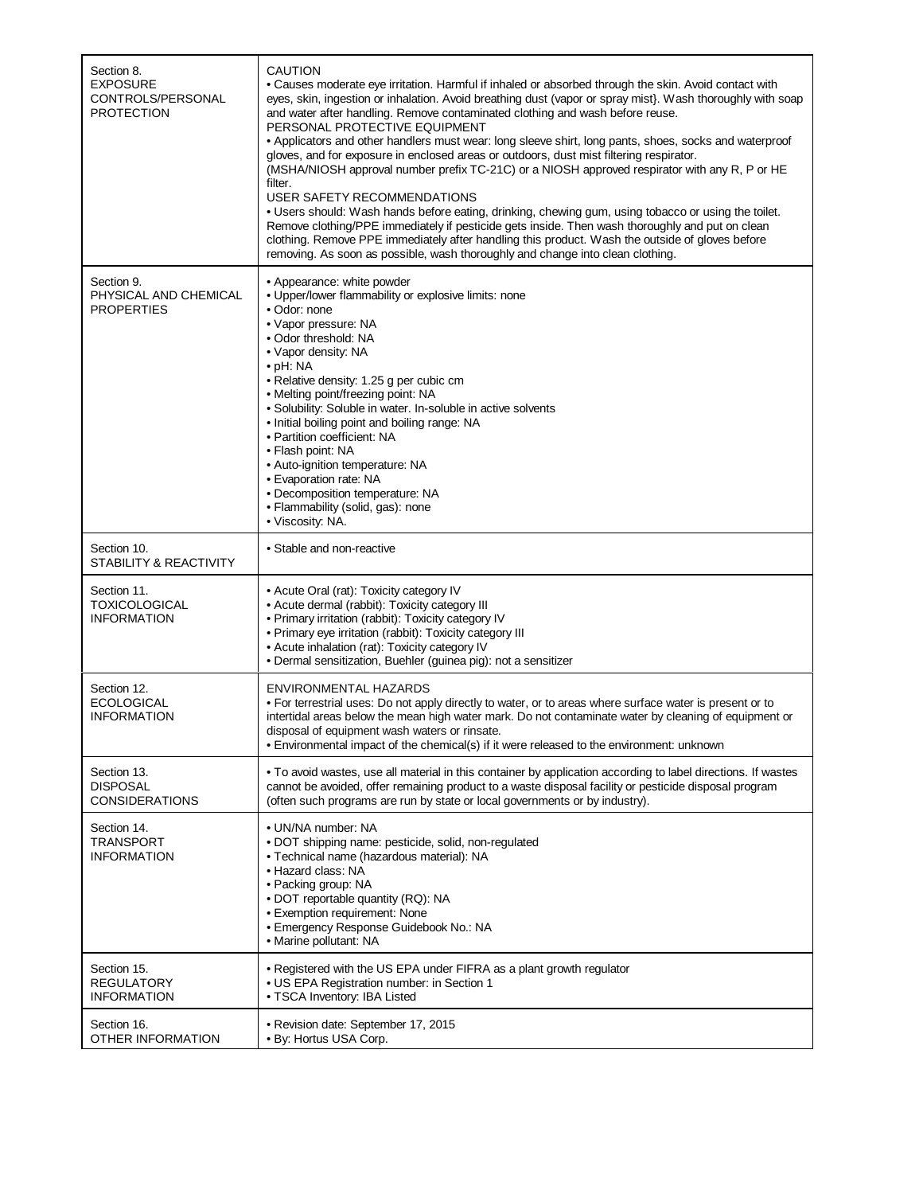| | |
|---|---|
| Section 8.<br>EXPOSURE CONTROLS/PERSONAL PROTECTION | CAUTION<br>• Causes moderate eye irritation. Harmful if inhaled or absorbed through the skin. Avoid contact with eyes, skin, ingestion or inhalation. Avoid breathing dust (vapor or spray mist}. Wash thoroughly with soap and water after handling. Remove contaminated clothing and wash before reuse.<br>PERSONAL PROTECTIVE EQUIPMENT<br>• Applicators and other handlers must wear: long sleeve shirt, long pants, shoes, socks and waterproof gloves, and for exposure in enclosed areas or outdoors, dust mist filtering respirator.<br>(MSHA/NIOSH approval number prefix TC-21C) or a NIOSH approved respirator with any R, P or HE filter.<br>USER SAFETY RECOMMENDATIONS<br>• Users should: Wash hands before eating, drinking, chewing gum, using tobacco or using the toilet. Remove clothing/PPE immediately if pesticide gets inside. Then wash thoroughly and put on clean clothing. Remove PPE immediately after handling this product. Wash the outside of gloves before removing. As soon as possible, wash thoroughly and change into clean clothing. |
| Section 9.<br>PHYSICAL AND CHEMICAL PROPERTIES | • Appearance: white powder<br>• Upper/lower flammability or explosive limits: none<br>• Odor: none<br>• Vapor pressure: NA<br>• Odor threshold: NA<br>• Vapor density: NA<br>• pH: NA<br>• Relative density: 1.25 g per cubic cm<br>• Melting point/freezing point: NA<br>• Solubility: Soluble in water. In-soluble in active solvents<br>• Initial boiling point and boiling range: NA<br>• Partition coefficient: NA<br>• Flash point: NA<br>• Auto-ignition temperature: NA<br>• Evaporation rate: NA<br>• Decomposition temperature: NA<br>• Flammability (solid, gas): none<br>• Viscosity: NA. |
| Section 10.<br>STABILITY & REACTIVITY | • Stable and non-reactive |
| Section 11.<br>TOXICOLOGICAL INFORMATION | • Acute Oral (rat): Toxicity category IV<br>• Acute dermal (rabbit): Toxicity category III<br>• Primary irritation (rabbit): Toxicity category IV<br>• Primary eye irritation (rabbit): Toxicity category III<br>• Acute inhalation (rat): Toxicity category IV<br>• Dermal sensitization, Buehler (guinea pig): not a sensitizer |
| Section 12.<br>ECOLOGICAL INFORMATION | ENVIRONMENTAL HAZARDS<br>• For terrestrial uses: Do not apply directly to water, or to areas where surface water is present or to intertidal areas below the mean high water mark. Do not contaminate water by cleaning of equipment or disposal of equipment wash waters or rinsate.<br>• Environmental impact of the chemical(s) if it were released to the environment: unknown |
| Section 13.<br>DISPOSAL CONSIDERATIONS | • To avoid wastes, use all material in this container by application according to label directions. If wastes cannot be avoided, offer remaining product to a waste disposal facility or pesticide disposal program (often such programs are run by state or local governments or by industry). |
| Section 14.<br>TRANSPORT INFORMATION | • UN/NA number: NA<br>• DOT shipping name: pesticide, solid, non-regulated<br>• Technical name (hazardous material): NA<br>• Hazard class: NA<br>• Packing group: NA<br>• DOT reportable quantity (RQ): NA<br>• Exemption requirement: None<br>• Emergency Response Guidebook No.: NA<br>• Marine pollutant: NA |
| Section 15.<br>REGULATORY INFORMATION | • Registered with the US EPA under FIFRA as a plant growth regulator<br>• US EPA Registration number: in Section 1<br>• TSCA Inventory: IBA Listed |
| Section 16.<br>OTHER INFORMATION | • Revision date: September 17, 2015<br>• By: Hortus USA Corp. |